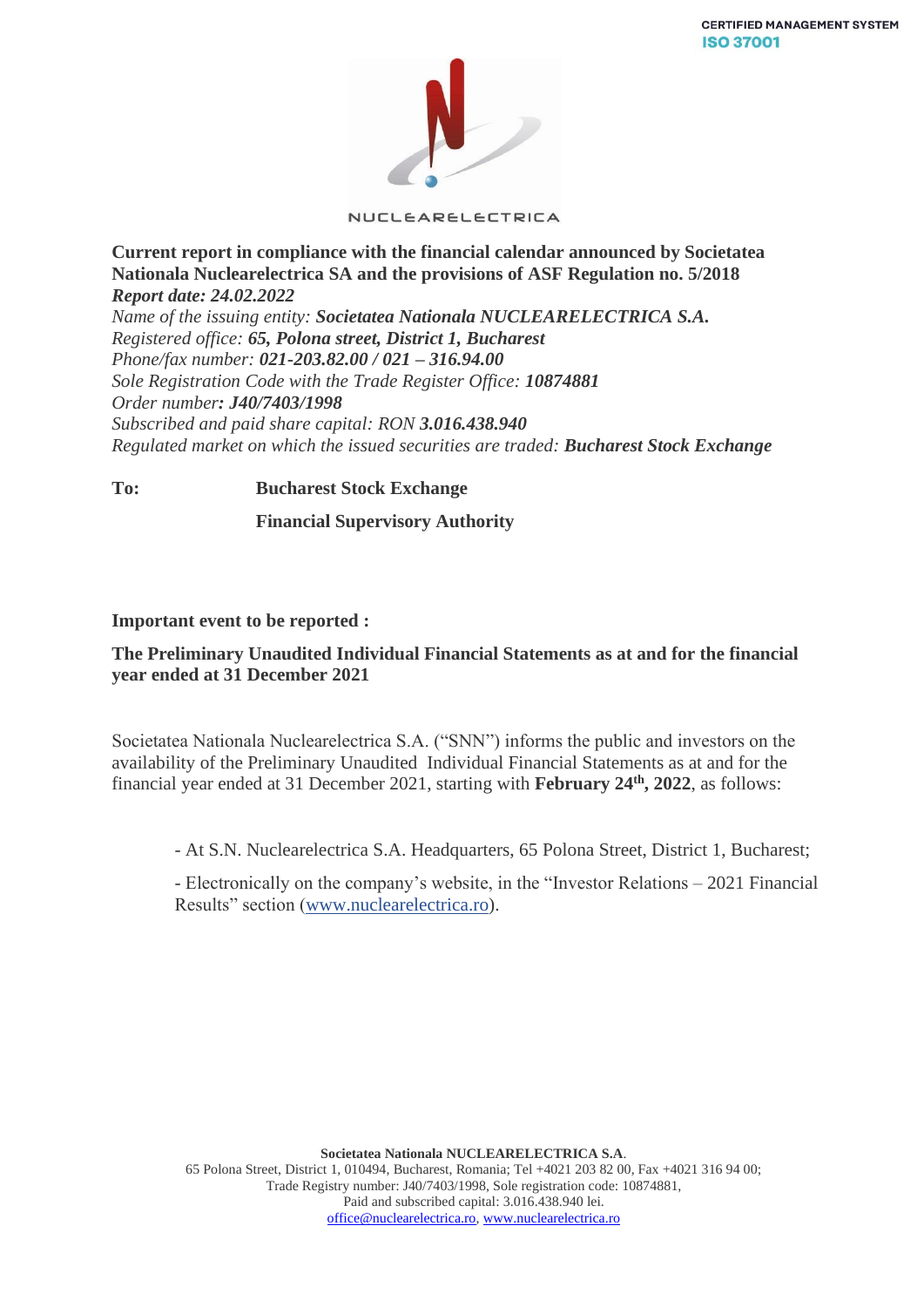CERTIFIED MANAGEMENT SYSTEM
**ISO 37001**

NUCLEARELECTRICA

**Current report in compliance with the financial calendar announced by Societatea Nationala Nuclearelectrica SA and the provisions of ASF Regulation no. 5/2018**
***Report date: 24.02.2022***
*Name of the issuing entity:* ***Societatea Nationala NUCLEARELECTRICA S.A.***
*Registered office:* ***65, Polona street, District 1, Bucharest***
*Phone/fax number:* ***021-203.82.00 / 021 – 316.94.00***
*Sole Registration Code with the Trade Register Office:* ***10874881***
*Order number****: J40/7403/1998***
*Subscribed and paid share capital: RON* ***3.016.438.940***
*Regulated market on which the issued securities are traded:* ***Bucharest Stock Exchange***

**To:** **Bucharest Stock Exchange**

**Financial Supervisory Authority**

**Important event to be reported :**

**The Preliminary Unaudited Individual Financial Statements as at and for the financial year ended at 31 December 2021**

Societatea Nationala Nuclearelectrica S.A. ("SNN") informs the public and investors on the availability of the Preliminary Unaudited Individual Financial Statements as at and for the financial year ended at 31 December 2021, starting with **February 24th, 2022**, as follows:

- At S.N. Nuclearelectrica S.A. Headquarters, 65 Polona Street, District 1, Bucharest;
- Electronically on the company's website, in the "Investor Relations – 2021 Financial Results" section (www.nuclearelectrica.ro).

**Societatea Nationala NUCLEARELECTRICA S.A**.
65 Polona Street, District 1, 010494, Bucharest, Romania; Tel +4021 203 82 00, Fax +4021 316 94 00;
Trade Registry number: J40/7403/1998, Sole registration code: 10874881,
Paid and subscribed capital: 3.016.438.940 lei.
office@nuclearelectrica.ro, www.nuclearelectrica.ro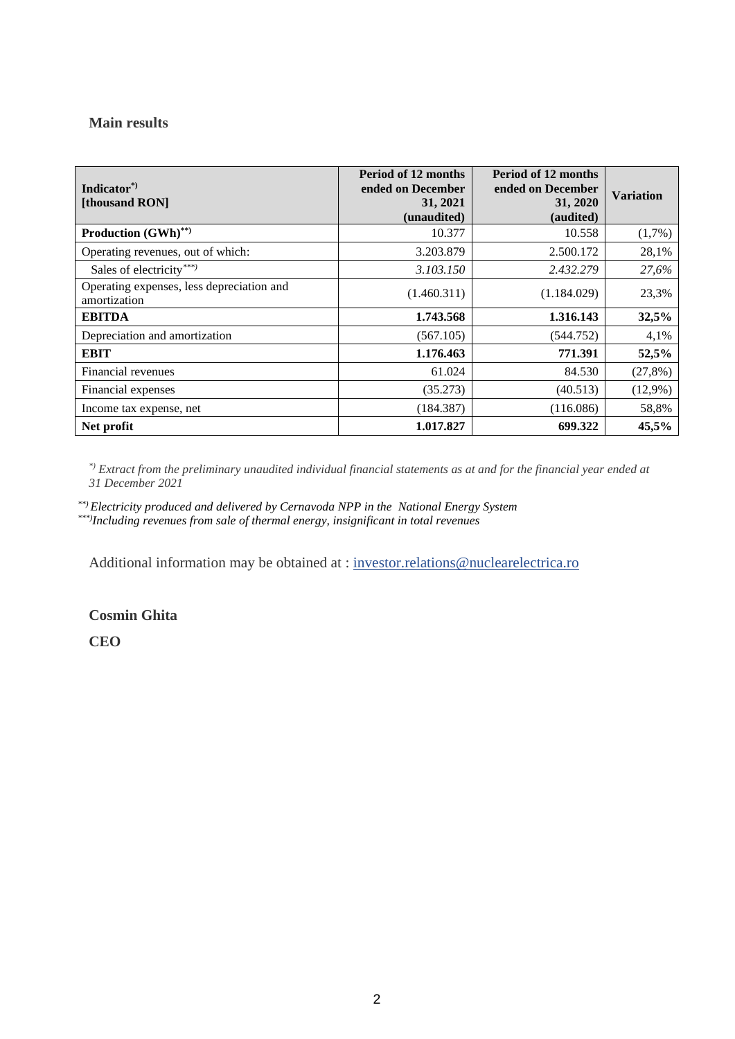### Main results

| Indicator[*)] [thousand RON] | Period of 12 months ended on December 31, 2021 (unaudited) | Period of 12 months ended on December 31, 2020 (audited) | Variation |
|---|---|---|---|
| **Production (GWh)[**)]** | 10.377 | 10.558 | (1,7%) |
| Operating revenues, out of which: | 3.203.879 | 2.500.172 | 28,1% |
| Sales of electricity[***)] | *3.103.150* | *2.432.279* | *27,6%* |
| Operating expenses, less depreciation and amortization | (1.460.311) | (1.184.029) | 23,3% |
| **EBITDA** | **1.743.568** | **1.316.143** | **32,5%** |
| Depreciation and amortization | (567.105) | (544.752) | 4,1% |
| **EBIT** | **1.176.463** | **771.391** | **52,5%** |
| Financial revenues | 61.024 | 84.530 | (27,8%) |
| Financial expenses | (35.273) | (40.513) | (12,9%) |
| Income tax expense, net | (184.387) | (116.086) | 58,8% |
| **Net profit** | **1.017.827** | **699.322** | **45,5%** |

*[*)] Extract from the preliminary unaudited individual financial statements as at and for the financial year ended at 31 December 2021*

*[**)] Electricity produced and delivered by Cernavoda NPP in the National Energy System*
*[***)] Including revenues from sale of thermal energy, insignificant in total revenues*

Additional information may be obtained at : investor.relations@nuclearelectrica.ro

**Cosmin Ghita**

**CEO**